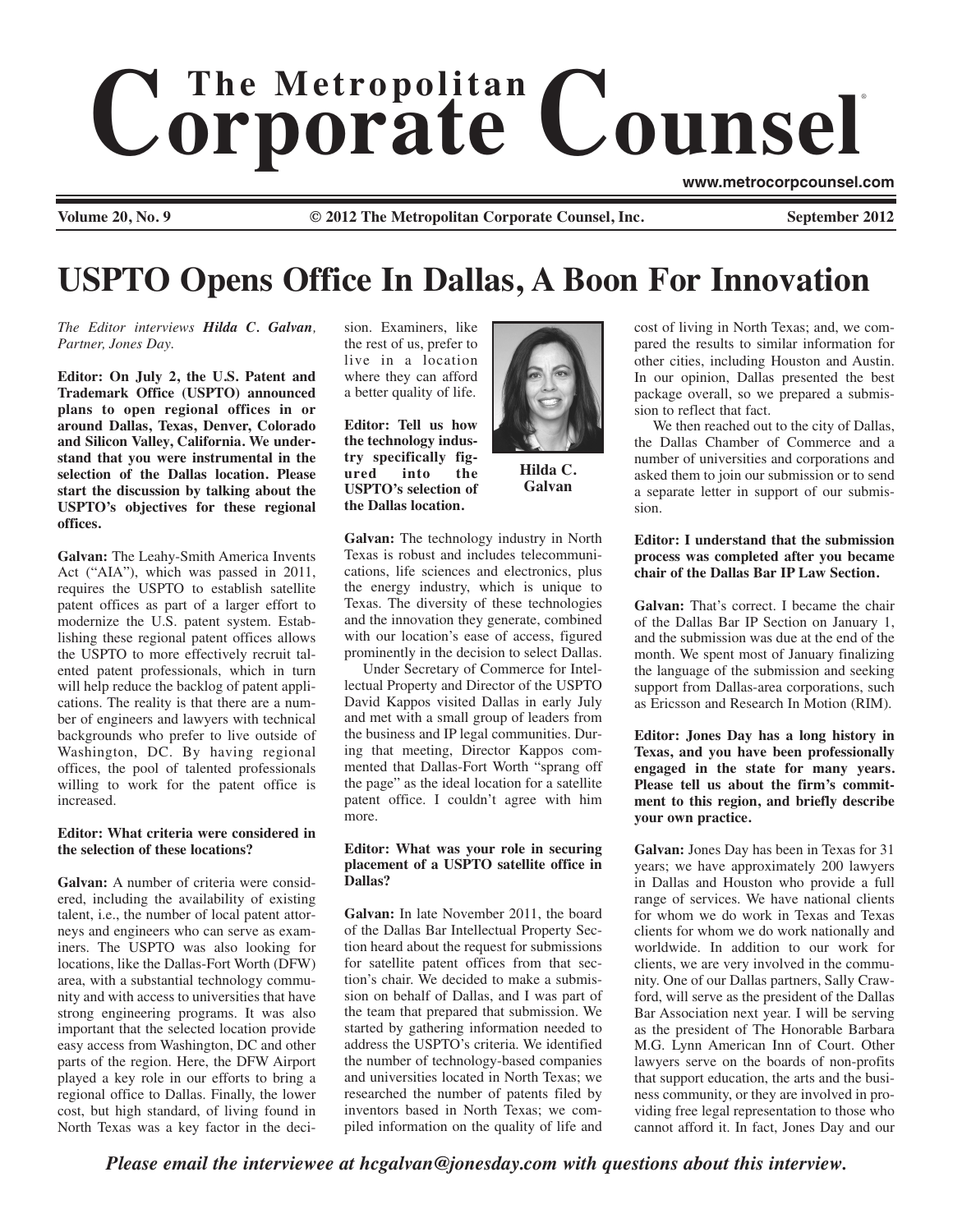# The Metropolitan Corporate Counsel

www.metrocorpcounsel.com

Volume 20, No. 9 — © 2012 The Metropolitan Corporate Counsel, Inc. — September 2012

## USPTO Opens Office In Dallas, A Boon For Innovation

*The Editor interviews **Hilda C. Galvan**, Partner, Jones Day.*

**Editor: On July 2, the U.S. Patent and Trademark Office (USPTO) announced plans to open regional offices in or around Dallas, Texas, Denver, Colorado and Silicon Valley, California. We understand that you were instrumental in the selection of the Dallas location. Please start the discussion by talking about the USPTO's objectives for these regional offices.**

**Galvan:** The Leahy-Smith America Invents Act ("AIA"), which was passed in 2011, requires the USPTO to establish satellite patent offices as part of a larger effort to modernize the U.S. patent system. Establishing these regional patent offices allows the USPTO to more effectively recruit talented patent professionals, which in turn will help reduce the backlog of patent applications. The reality is that there are a number of engineers and lawyers with technical backgrounds who prefer to live outside of Washington, DC. By having regional offices, the pool of talented professionals willing to work for the patent office is increased.

**Editor: What criteria were considered in the selection of these locations?**

**Galvan:** A number of criteria were considered, including the availability of existing talent, i.e., the number of local patent attorneys and engineers who can serve as examiners. The USPTO was also looking for locations, like the Dallas-Fort Worth (DFW) area, with a substantial technology community and with access to universities that have strong engineering programs. It was also important that the selected location provide easy access from Washington, DC and other parts of the region. Here, the DFW Airport played a key role in our efforts to bring a regional office to Dallas. Finally, the lower cost, but high standard, of living found in North Texas was a key factor in the decision. Examiners, like the rest of us, prefer to live in a location where they can afford a better quality of life.

**Editor: Tell us how the technology industry specifically figured into the USPTO's selection of the Dallas location.**

Hilda C. Galvan

**Galvan:** The technology industry in North Texas is robust and includes telecommunications, life sciences and electronics, plus the energy industry, which is unique to Texas. The diversity of these technologies and the innovation they generate, combined with our location's ease of access, figured prominently in the decision to select Dallas.

Under Secretary of Commerce for Intellectual Property and Director of the USPTO David Kappos visited Dallas in early July and met with a small group of leaders from the business and IP legal communities. During that meeting, Director Kappos commented that Dallas-Fort Worth "sprang off the page" as the ideal location for a satellite patent office. I couldn't agree with him more.

**Editor: What was your role in securing placement of a USPTO satellite office in Dallas?**

**Galvan:** In late November 2011, the board of the Dallas Bar Intellectual Property Section heard about the request for submissions for satellite patent offices from that section's chair. We decided to make a submission on behalf of Dallas, and I was part of the team that prepared that submission. We started by gathering information needed to address the USPTO's criteria. We identified the number of technology-based companies and universities located in North Texas; we researched the number of patents filed by inventors based in North Texas; we compiled information on the quality of life and cost of living in North Texas; and, we compared the results to similar information for other cities, including Houston and Austin. In our opinion, Dallas presented the best package overall, so we prepared a submission to reflect that fact.

We then reached out to the city of Dallas, the Dallas Chamber of Commerce and a number of universities and corporations and asked them to join our submission or to send a separate letter in support of our submission.

**Editor: I understand that the submission process was completed after you became chair of the Dallas Bar IP Law Section.**

**Galvan:** That's correct. I became the chair of the Dallas Bar IP Section on January 1, and the submission was due at the end of the month. We spent most of January finalizing the language of the submission and seeking support from Dallas-area corporations, such as Ericsson and Research In Motion (RIM).

**Editor: Jones Day has a long history in Texas, and you have been professionally engaged in the state for many years. Please tell us about the firm's commitment to this region, and briefly describe your own practice.**

**Galvan:** Jones Day has been in Texas for 31 years; we have approximately 200 lawyers in Dallas and Houston who provide a full range of services. We have national clients for whom we do work in Texas and Texas clients for whom we do work nationally and worldwide. In addition to our work for clients, we are very involved in the community. One of our Dallas partners, Sally Crawford, will serve as the president of the Dallas Bar Association next year. I will be serving as the president of The Honorable Barbara M.G. Lynn American Inn of Court. Other lawyers serve on the boards of non-profits that support education, the arts and the business community, or they are involved in providing free legal representation to those who cannot afford it. In fact, Jones Day and our

*Please email the interviewee at hcgalvan@jonesday.com with questions about this interview.*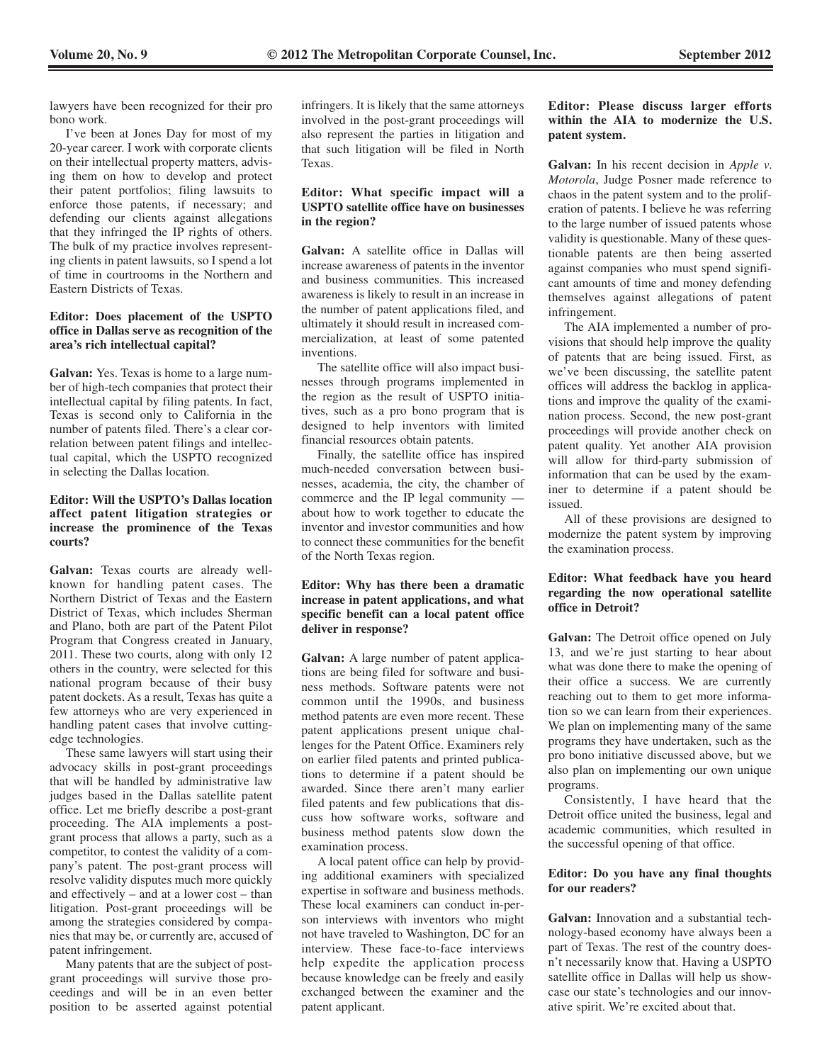lawyers have been recognized for their pro bono work.

I've been at Jones Day for most of my 20-year career. I work with corporate clients on their intellectual property matters, advising them on how to develop and protect their patent portfolios; filing lawsuits to enforce those patents, if necessary; and defending our clients against allegations that they infringed the IP rights of others. The bulk of my practice involves representing clients in patent lawsuits, so I spend a lot of time in courtrooms in the Northern and Eastern Districts of Texas.

**Editor: Does placement of the USPTO office in Dallas serve as recognition of the area's rich intellectual capital?**

**Galvan:** Yes. Texas is home to a large number of high-tech companies that protect their intellectual capital by filing patents. In fact, Texas is second only to California in the number of patents filed. There's a clear correlation between patent filings and intellectual capital, which the USPTO recognized in selecting the Dallas location.

**Editor: Will the USPTO's Dallas location affect patent litigation strategies or increase the prominence of the Texas courts?**

**Galvan:** Texas courts are already well-known for handling patent cases. The Northern District of Texas and the Eastern District of Texas, which includes Sherman and Plano, both are part of the Patent Pilot Program that Congress created in January, 2011. These two courts, along with only 12 others in the country, were selected for this national program because of their busy patent dockets. As a result, Texas has quite a few attorneys who are very experienced in handling patent cases that involve cutting-edge technologies.

These same lawyers will start using their advocacy skills in post-grant proceedings that will be handled by administrative law judges based in the Dallas satellite patent office. Let me briefly describe a post-grant proceeding. The AIA implements a post-grant process that allows a party, such as a competitor, to contest the validity of a company's patent. The post-grant process will resolve validity disputes much more quickly and effectively – and at a lower cost – than litigation. Post-grant proceedings will be among the strategies considered by companies that may be, or currently are, accused of patent infringement.

Many patents that are the subject of post-grant proceedings will survive those proceedings and will be in an even better position to be asserted against potential infringers. It is likely that the same attorneys involved in the post-grant proceedings will also represent the parties in litigation and that such litigation will be filed in North Texas.

**Editor: What specific impact will a USPTO satellite office have on businesses in the region?**

**Galvan:** A satellite office in Dallas will increase awareness of patents in the inventor and business communities. This increased awareness is likely to result in an increase in the number of patent applications filed, and ultimately it should result in increased commercialization, at least of some patented inventions.

The satellite office will also impact businesses through programs implemented in the region as the result of USPTO initiatives, such as a pro bono program that is designed to help inventors with limited financial resources obtain patents.

Finally, the satellite office has inspired much-needed conversation between businesses, academia, the city, the chamber of commerce and the IP legal community — about how to work together to educate the inventor and investor communities and how to connect these communities for the benefit of the North Texas region.

**Editor: Why has there been a dramatic increase in patent applications, and what specific benefit can a local patent office deliver in response?**

**Galvan:** A large number of patent applications are being filed for software and business methods. Software patents were not common until the 1990s, and business method patents are even more recent. These patent applications present unique challenges for the Patent Office. Examiners rely on earlier filed patents and printed publications to determine if a patent should be awarded. Since there aren't many earlier filed patents and few publications that discuss how software works, software and business method patents slow down the examination process.

A local patent office can help by providing additional examiners with specialized expertise in software and business methods. These local examiners can conduct in-person interviews with inventors who might not have traveled to Washington, DC for an interview. These face-to-face interviews help expedite the application process because knowledge can be freely and easily exchanged between the examiner and the patent applicant.

**Editor: Please discuss larger efforts within the AIA to modernize the U.S. patent system.**

**Galvan:** In his recent decision in *Apple v. Motorola*, Judge Posner made reference to chaos in the patent system and to the proliferation of patents. I believe he was referring to the large number of issued patents whose validity is questionable. Many of these questionable patents are then being asserted against companies who must spend significant amounts of time and money defending themselves against allegations of patent infringement.

The AIA implemented a number of provisions that should help improve the quality of patents that are being issued. First, as we've been discussing, the satellite patent offices will address the backlog in applications and improve the quality of the examination process. Second, the new post-grant proceedings will provide another check on patent quality. Yet another AIA provision will allow for third-party submission of information that can be used by the examiner to determine if a patent should be issued.

All of these provisions are designed to modernize the patent system by improving the examination process.

**Editor: What feedback have you heard regarding the now operational satellite office in Detroit?**

**Galvan:** The Detroit office opened on July 13, and we're just starting to hear about what was done there to make the opening of their office a success. We are currently reaching out to them to get more information so we can learn from their experiences. We plan on implementing many of the same programs they have undertaken, such as the pro bono initiative discussed above, but we also plan on implementing our own unique programs.

Consistently, I have heard that the Detroit office united the business, legal and academic communities, which resulted in the successful opening of that office.

**Editor: Do you have any final thoughts for our readers?**

**Galvan:** Innovation and a substantial technology-based economy have always been a part of Texas. The rest of the country doesn't necessarily know that. Having a USPTO satellite office in Dallas will help us showcase our state's technologies and our innovative spirit. We're excited about that.